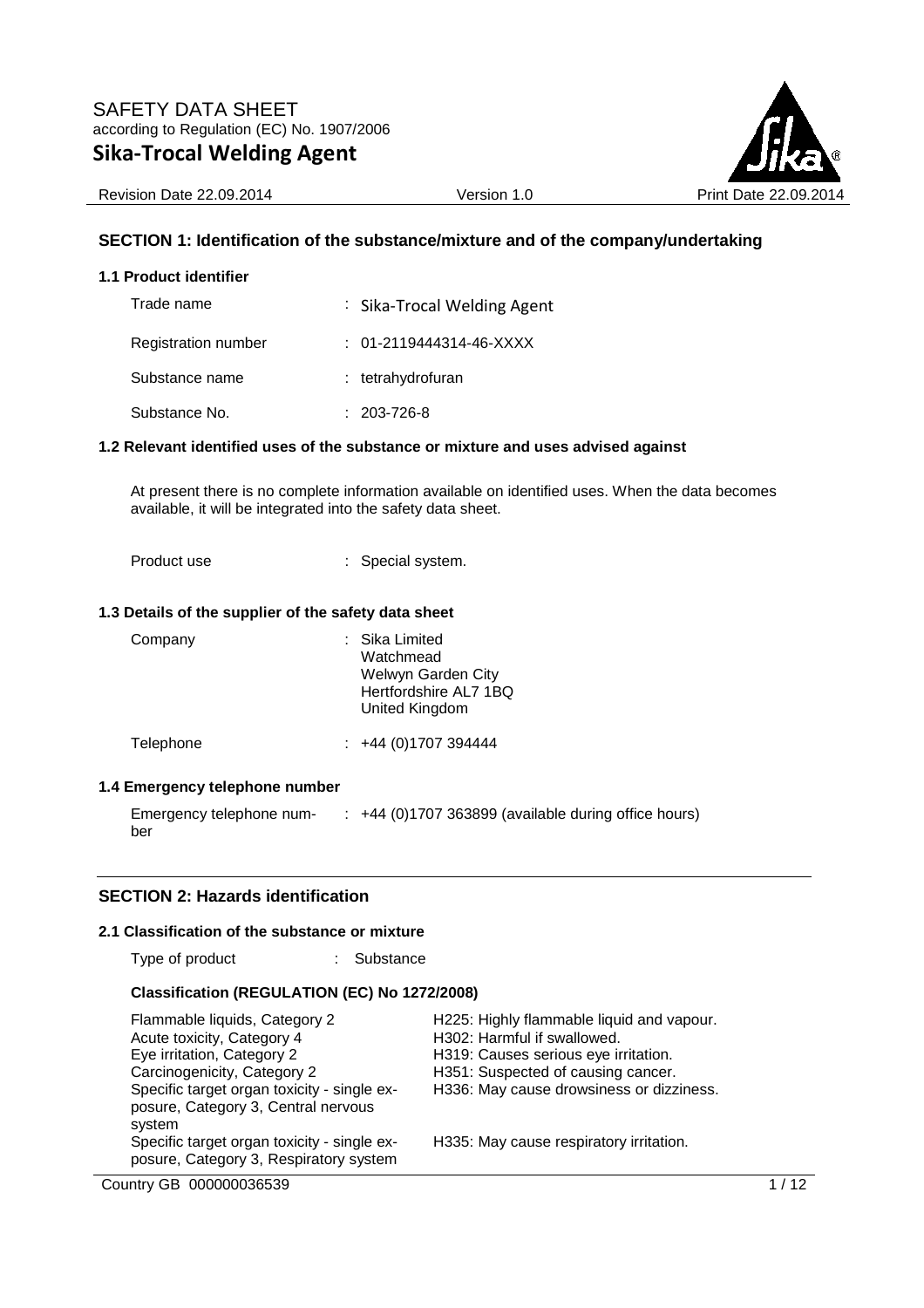SAFETY DATA SHEET
according to Regulation (EC) No. 1907/2006

# Sika-Trocal Welding Agent

Revision Date 22.09.2014 | Version 1.0 | Print Date 22.09.2014

## SECTION 1: Identification of the substance/mixture and of the company/undertaking

### 1.1 Product identifier

| | |
|---|---|
| Trade name | : Sika-Trocal Welding Agent |
| Registration number | : 01-2119444314-46-XXXX |
| Substance name | : tetrahydrofuran |
| Substance No. | : 203-726-8 |

### 1.2 Relevant identified uses of the substance or mixture and uses advised against

At present there is no complete information available on identified uses. When the data becomes available, it will be integrated into the safety data sheet.

| | |
|---|---|
| Product use | : Special system. |

### 1.3 Details of the supplier of the safety data sheet

| | |
|---|---|
| Company | : Sika Limited<br>Watchmead<br>Welwyn Garden City<br>Hertfordshire AL7 1BQ<br>United Kingdom |
| Telephone | : +44 (0)1707 394444 |

### 1.4 Emergency telephone number

| | |
|---|---|
| Emergency telephone number | : +44 (0)1707 363899 (available during office hours) |

## SECTION 2: Hazards identification

### 2.1 Classification of the substance or mixture

| | |
|---|---|
| Type of product | : Substance |

#### Classification (REGULATION (EC) No 1272/2008)

| | |
|---|---|
| Flammable liquids, Category 2 | H225: Highly flammable liquid and vapour. |
| Acute toxicity, Category 4 | H302: Harmful if swallowed. |
| Eye irritation, Category 2 | H319: Causes serious eye irritation. |
| Carcinogenicity, Category 2 | H351: Suspected of causing cancer. |
| Specific target organ toxicity - single exposure, Category 3, Central nervous system | H336: May cause drowsiness or dizziness. |
| Specific target organ toxicity - single exposure, Category 3, Respiratory system | H335: May cause respiratory irritation. |

Country GB 000000036539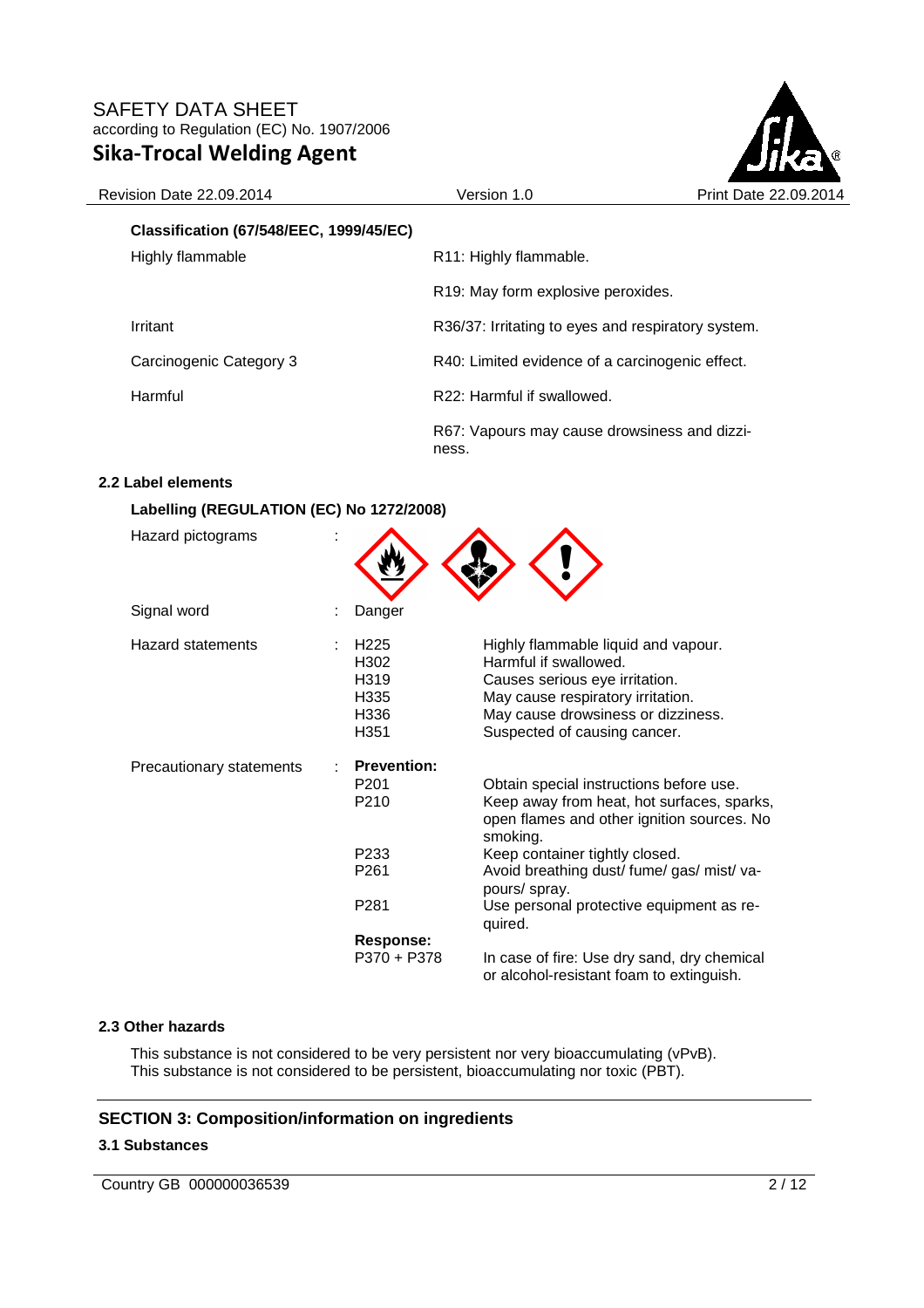**Classification (67/548/EEC, 1999/45/EC)**

| | |
|---|---|
| Highly flammable | R11: Highly flammable. |
| | R19: May form explosive peroxides. |
| Irritant | R36/37: Irritating to eyes and respiratory system. |
| Carcinogenic Category 3 | R40: Limited evidence of a carcinogenic effect. |
| Harmful | R22: Harmful if swallowed. |
| | R67: Vapours may cause drowsiness and dizziness. |

### 2.2 Label elements

**Labelling (REGULATION (EC) No 1272/2008)**

Hazard pictograms :

Signal word : Danger

| | | |
|---|---|---|
| Hazard statements | H225 | Highly flammable liquid and vapour. |
| | H302 | Harmful if swallowed. |
| | H319 | Causes serious eye irritation. |
| | H335 | May cause respiratory irritation. |
| | H336 | May cause drowsiness or dizziness. |
| | H351 | Suspected of causing cancer. |
| Precautionary statements | **Prevention:** | |
| | P201 | Obtain special instructions before use. |
| | P210 | Keep away from heat, hot surfaces, sparks, open flames and other ignition sources. No smoking. |
| | P233 | Keep container tightly closed. |
| | P261 | Avoid breathing dust/ fume/ gas/ mist/ vapours/ spray. |
| | P281 | Use personal protective equipment as required. |
| | **Response:** | |
| | P370 + P378 | In case of fire: Use dry sand, dry chemical or alcohol-resistant foam to extinguish. |

### 2.3 Other hazards

This substance is not considered to be very persistent nor very bioaccumulating (vPvB).
This substance is not considered to be persistent, bioaccumulating nor toxic (PBT).

## SECTION 3: Composition/information on ingredients

### 3.1 Substances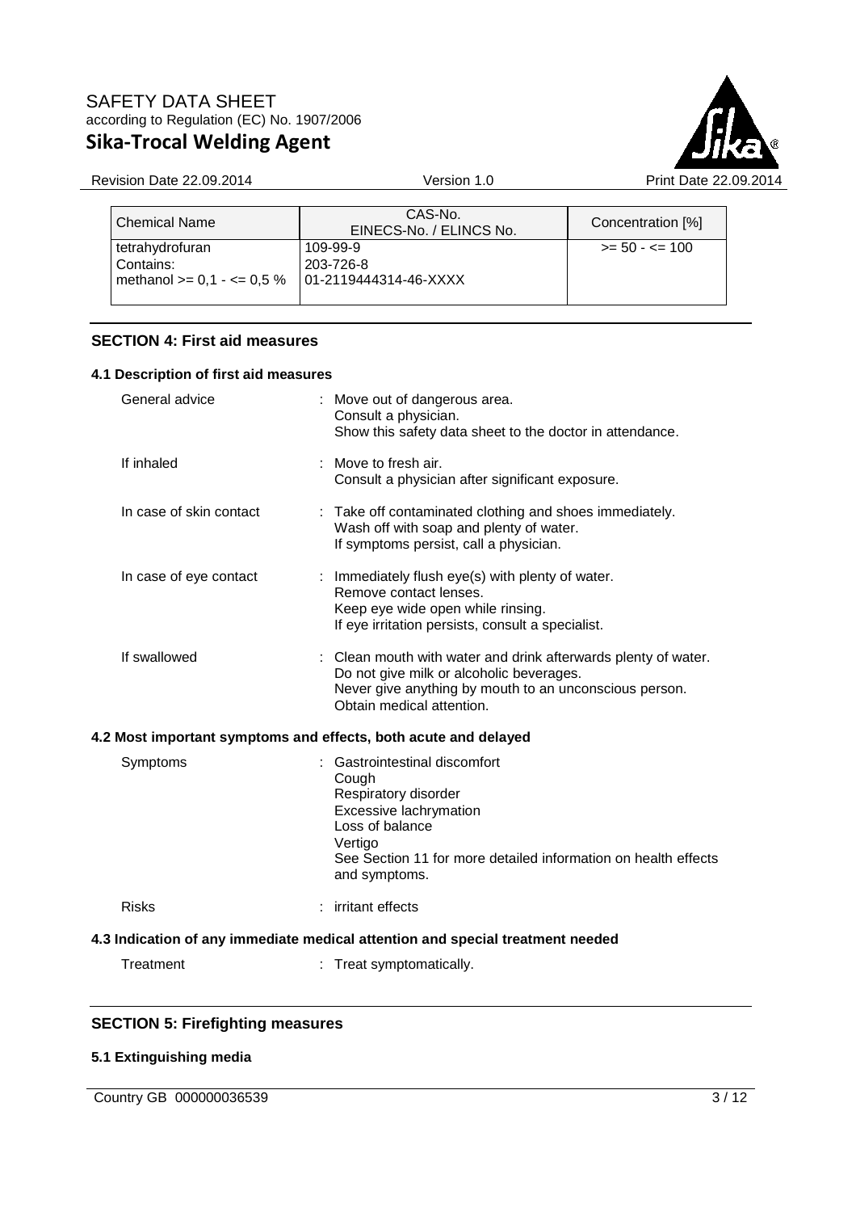| Chemical Name | CAS-No. EINECS-No. / ELINCS No. | Concentration [%] |
|---|---|---|
| tetrahydrofuran<br>Contains:<br>methanol >= 0,1 - <= 0,5 % | 109-99-9<br>203-726-8<br>01-2119444314-46-XXXX | >= 50 - <= 100 |

## SECTION 4: First aid measures

### 4.1 Description of first aid measures

| | |
|---|---|
| General advice | : Move out of dangerous area.<br>Consult a physician.<br>Show this safety data sheet to the doctor in attendance. |
| If inhaled | : Move to fresh air.<br>Consult a physician after significant exposure. |
| In case of skin contact | : Take off contaminated clothing and shoes immediately.<br>Wash off with soap and plenty of water.<br>If symptoms persist, call a physician. |
| In case of eye contact | : Immediately flush eye(s) with plenty of water.<br>Remove contact lenses.<br>Keep eye wide open while rinsing.<br>If eye irritation persists, consult a specialist. |
| If swallowed | : Clean mouth with water and drink afterwards plenty of water.<br>Do not give milk or alcoholic beverages.<br>Never give anything by mouth to an unconscious person.<br>Obtain medical attention. |

### 4.2 Most important symptoms and effects, both acute and delayed

| | |
|---|---|
| Symptoms | : Gastrointestinal discomfort<br>Cough<br>Respiratory disorder<br>Excessive lachrymation<br>Loss of balance<br>Vertigo<br>See Section 11 for more detailed information on health effects and symptoms. |
| Risks | : irritant effects |

### 4.3 Indication of any immediate medical attention and special treatment needed

| | |
|---|---|
| Treatment | : Treat symptomatically. |

## SECTION 5: Firefighting measures

### 5.1 Extinguishing media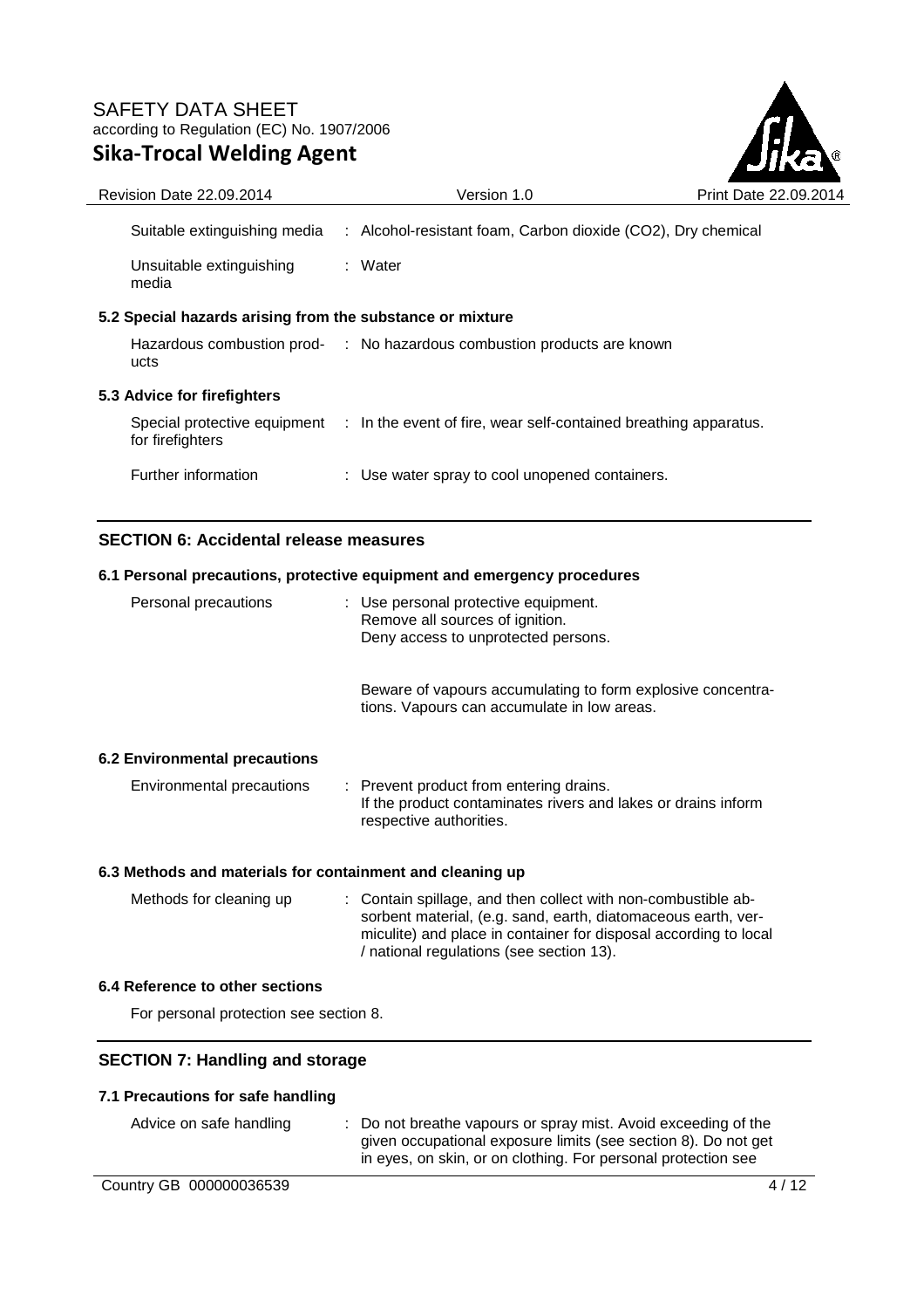| | |
|---|---|
| Suitable extinguishing media | : Alcohol-resistant foam, Carbon dioxide ($CO_2$), Dry chemical |
| Unsuitable extinguishing media | : Water |

### 5.2 Special hazards arising from the substance or mixture

| | |
|---|---|
| Hazardous combustion products | : No hazardous combustion products are known |

### 5.3 Advice for firefighters

| | |
|---|---|
| Special protective equipment for firefighters | : In the event of fire, wear self-contained breathing apparatus. |
| Further information | : Use water spray to cool unopened containers. |

## SECTION 6: Accidental release measures

### 6.1 Personal precautions, protective equipment and emergency procedures

| | |
|---|---|
| Personal precautions | : Use personal protective equipment.<br>Remove all sources of ignition.<br>Deny access to unprotected persons.<br><br>Beware of vapours accumulating to form explosive concentrations. Vapours can accumulate in low areas. |

### 6.2 Environmental precautions

| | |
|---|---|
| Environmental precautions | : Prevent product from entering drains.<br>If the product contaminates rivers and lakes or drains inform respective authorities. |

### 6.3 Methods and materials for containment and cleaning up

| | |
|---|---|
| Methods for cleaning up | : Contain spillage, and then collect with non-combustible absorbent material, (e.g. sand, earth, diatomaceous earth, vermiculite) and place in container for disposal according to local / national regulations (see section 13). |

### 6.4 Reference to other sections

For personal protection see section 8.

## SECTION 7: Handling and storage

### 7.1 Precautions for safe handling

| | |
|---|---|
| Advice on safe handling | : Do not breathe vapours or spray mist. Avoid exceeding of the given occupational exposure limits (see section 8). Do not get in eyes, on skin, or on clothing. For personal protection see |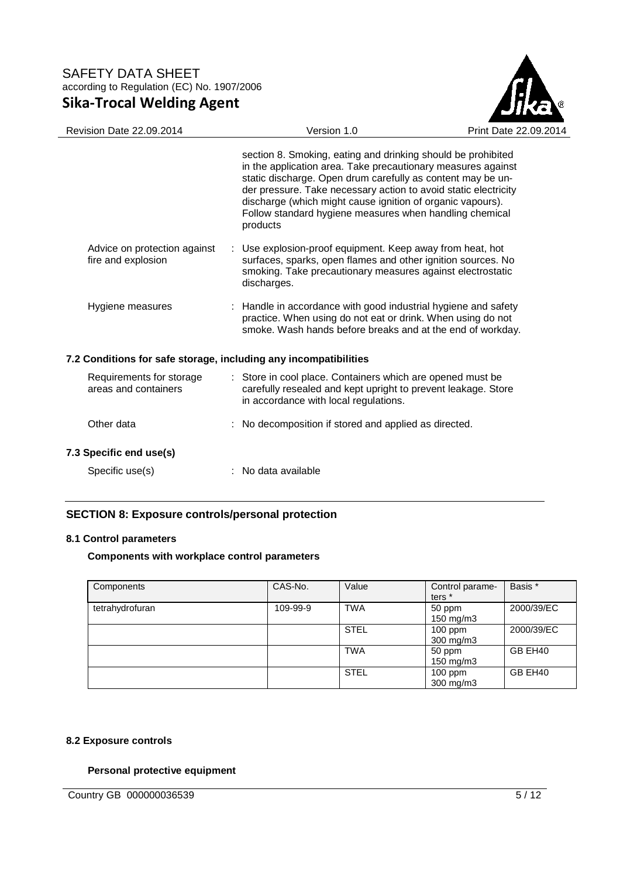section 8. Smoking, eating and drinking should be prohibited in the application area. Take precautionary measures against static discharge. Open drum carefully as content may be under pressure. Take necessary action to avoid static electricity discharge (which might cause ignition of organic vapours). Follow standard hygiene measures when handling chemical products

Advice on protection against fire and explosion : Use explosion-proof equipment. Keep away from heat, hot surfaces, sparks, open flames and other ignition sources. No smoking. Take precautionary measures against electrostatic discharges.

Hygiene measures : Handle in accordance with good industrial hygiene and safety practice. When using do not eat or drink. When using do not smoke. Wash hands before breaks and at the end of workday.

### 7.2 Conditions for safe storage, including any incompatibilities

Requirements for storage areas and containers : Store in cool place. Containers which are opened must be carefully resealed and kept upright to prevent leakage. Store in accordance with local regulations.

Other data : No decomposition if stored and applied as directed.

### 7.3 Specific end use(s)

Specific use(s) : No data available

## SECTION 8: Exposure controls/personal protection

### 8.1 Control parameters

**Components with workplace control parameters**

| Components | CAS-No. | Value | Control parameters * | Basis * |
|---|---|---|---|---|
| tetrahydrofuran | 109-99-9 | TWA | 50 ppm 150 mg/m3 | 2000/39/EC |
| | | STEL | 100 ppm 300 mg/m3 | 2000/39/EC |
| | | TWA | 50 ppm 150 mg/m3 | GB EH40 |
| | | STEL | 100 ppm 300 mg/m3 | GB EH40 |

### 8.2 Exposure controls

**Personal protective equipment**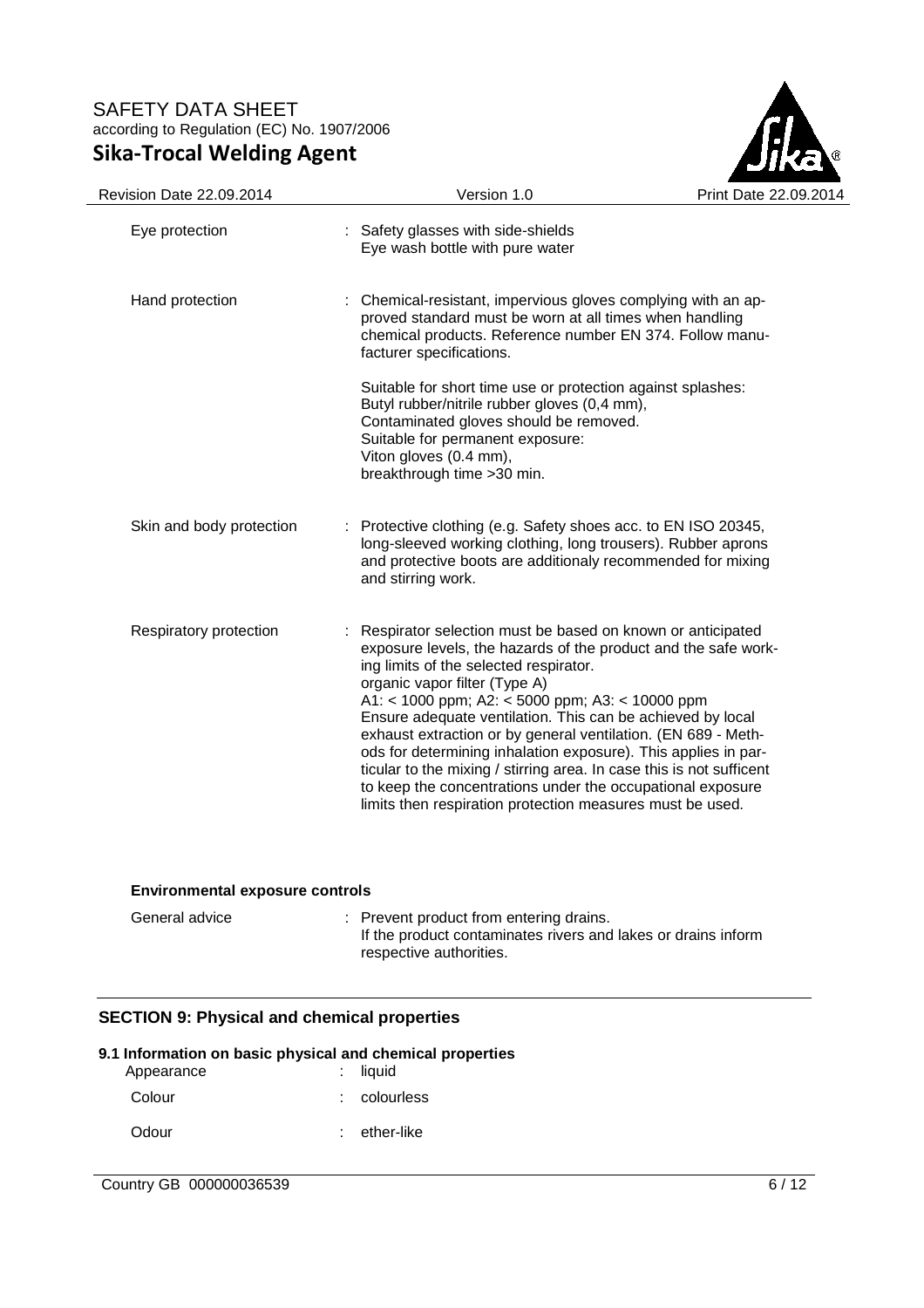| | |
|---|---|
| Eye protection | : Safety glasses with side-shields<br>Eye wash bottle with pure water |
| Hand protection | : Chemical-resistant, impervious gloves complying with an approved standard must be worn at all times when handling chemical products. Reference number EN 374. Follow manufacturer specifications.<br><br>Suitable for short time use or protection against splashes:<br>Butyl rubber/nitrile rubber gloves (0,4 mm),<br>Contaminated gloves should be removed.<br>Suitable for permanent exposure:<br>Viton gloves (0.4 mm),<br>breakthrough time >30 min. |
| Skin and body protection | : Protective clothing (e.g. Safety shoes acc. to EN ISO 20345, long-sleeved working clothing, long trousers). Rubber aprons and protective boots are additionaly recommended for mixing and stirring work. |
| Respiratory protection | : Respirator selection must be based on known or anticipated exposure levels, the hazards of the product and the safe working limits of the selected respirator.<br>organic vapor filter (Type A)<br>A1: < 1000 ppm; A2: < 5000 ppm; A3: < 10000 ppm<br>Ensure adequate ventilation. This can be achieved by local exhaust extraction or by general ventilation. (EN 689 - Methods for determining inhalation exposure). This applies in particular to the mixing / stirring area. In case this is not sufficent to keep the concentrations under the occupational exposure limits then respiration protection measures must be used. |

**Environmental exposure controls**

| | |
|---|---|
| General advice | : Prevent product from entering drains.<br>If the product contaminates rivers and lakes or drains inform respective authorities. |

## SECTION 9: Physical and chemical properties

### 9.1 Information on basic physical and chemical properties

| | |
|---|---|
| Appearance | : liquid |
| Colour | : colourless |
| Odour | : ether-like |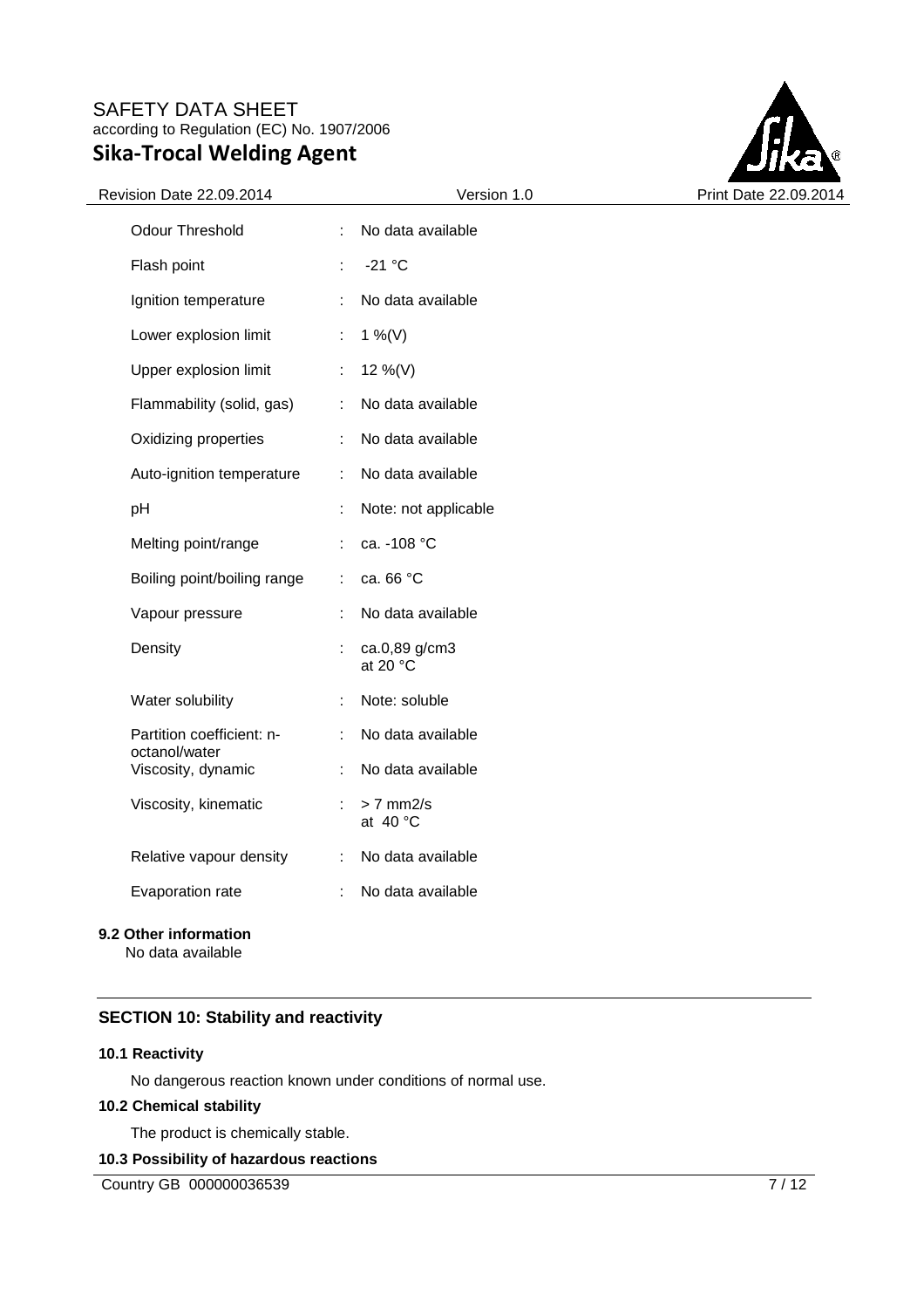| | | |
|---|---|---|
| Odour Threshold | : | No data available |
| Flash point | : | -21 °C |
| Ignition temperature | : | No data available |
| Lower explosion limit | : | 1 %(V) |
| Upper explosion limit | : | 12 %(V) |
| Flammability (solid, gas) | : | No data available |
| Oxidizing properties | : | No data available |
| Auto-ignition temperature | : | No data available |
| pH | : | Note: not applicable |
| Melting point/range | : | ca. -108 °C |
| Boiling point/boiling range | : | ca. 66 °C |
| Vapour pressure | : | No data available |
| Density | : | ca.0,89 g/cm3 at 20 °C |
| Water solubility | : | Note: soluble |
| Partition coefficient: n-octanol/water | : | No data available |
| Viscosity, dynamic | : | No data available |
| Viscosity, kinematic | : | > 7 mm2/s at 40 °C |
| Relative vapour density | : | No data available |
| Evaporation rate | : | No data available |

**9.2 Other information**

No data available

## SECTION 10: Stability and reactivity

**10.1 Reactivity**

No dangerous reaction known under conditions of normal use.

**10.2 Chemical stability**

The product is chemically stable.

**10.3 Possibility of hazardous reactions**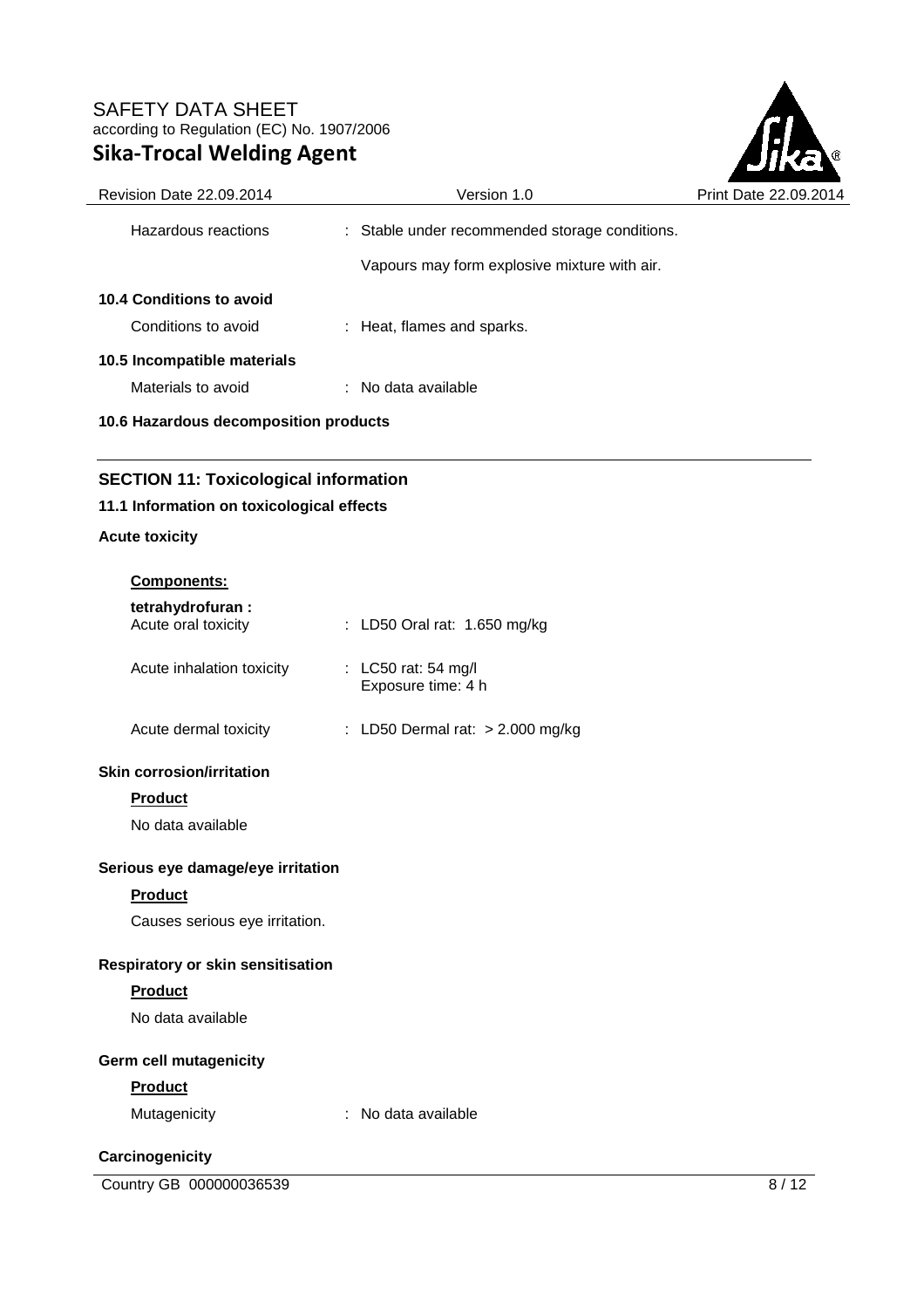| | | |
|---|---|---|
| Hazardous reactions | : | Stable under recommended storage conditions. |
| | | Vapours may form explosive mixture with air. |

**10.4 Conditions to avoid**

| | | |
|---|---|---|
| Conditions to avoid | : | Heat, flames and sparks. |

**10.5 Incompatible materials**

| | | |
|---|---|---|
| Materials to avoid | : | No data available |

**10.6 Hazardous decomposition products**

## SECTION 11: Toxicological information

**11.1 Information on toxicological effects**

**Acute toxicity**

**Components:**

**tetrahydrofuran :**

| | | |
|---|---|---|
| Acute oral toxicity | : | LD50 Oral rat: 1.650 mg/kg |
| Acute inhalation toxicity | : | LC50 rat: 54 mg/l<br>Exposure time: 4 h |
| Acute dermal toxicity | : | LD50 Dermal rat: > 2.000 mg/kg |

**Skin corrosion/irritation**

**Product**

No data available

**Serious eye damage/eye irritation**

**Product**

Causes serious eye irritation.

**Respiratory or skin sensitisation**

**Product**

No data available

**Germ cell mutagenicity**

**Product**

| | | |
|---|---|---|
| Mutagenicity | : | No data available |

**Carcinogenicity**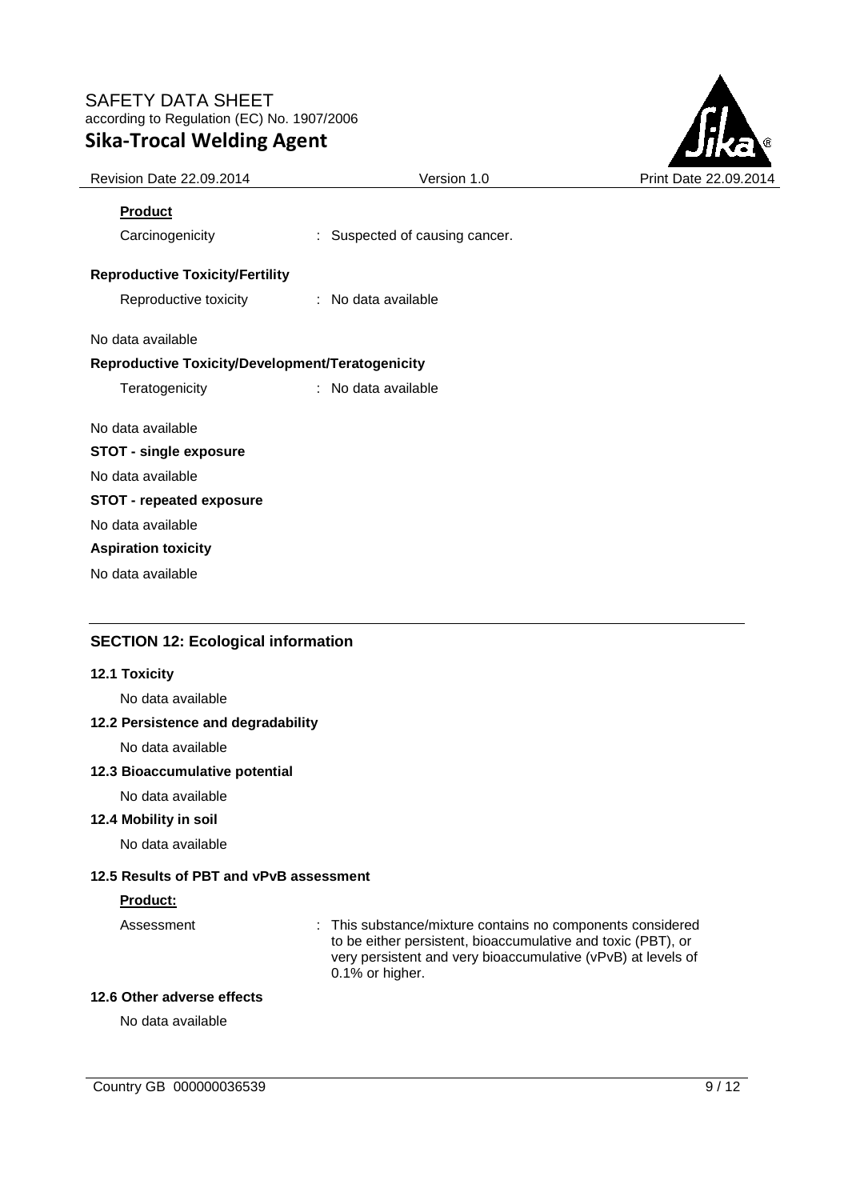**Product**

Carcinogenicity : Suspected of causing cancer.

**Reproductive Toxicity/Fertility**

Reproductive toxicity : No data available

No data available

**Reproductive Toxicity/Development/Teratogenicity**

Teratogenicity : No data available

No data available

**STOT - single exposure**

No data available

**STOT - repeated exposure**

No data available

**Aspiration toxicity**

No data available

## SECTION 12: Ecological information

### 12.1 Toxicity

No data available

### 12.2 Persistence and degradability

No data available

### 12.3 Bioaccumulative potential

No data available

### 12.4 Mobility in soil

No data available

### 12.5 Results of PBT and vPvB assessment

**Product:**

Assessment : This substance/mixture contains no components considered to be either persistent, bioaccumulative and toxic (PBT), or very persistent and very bioaccumulative (vPvB) at levels of 0.1% or higher.

### 12.6 Other adverse effects

No data available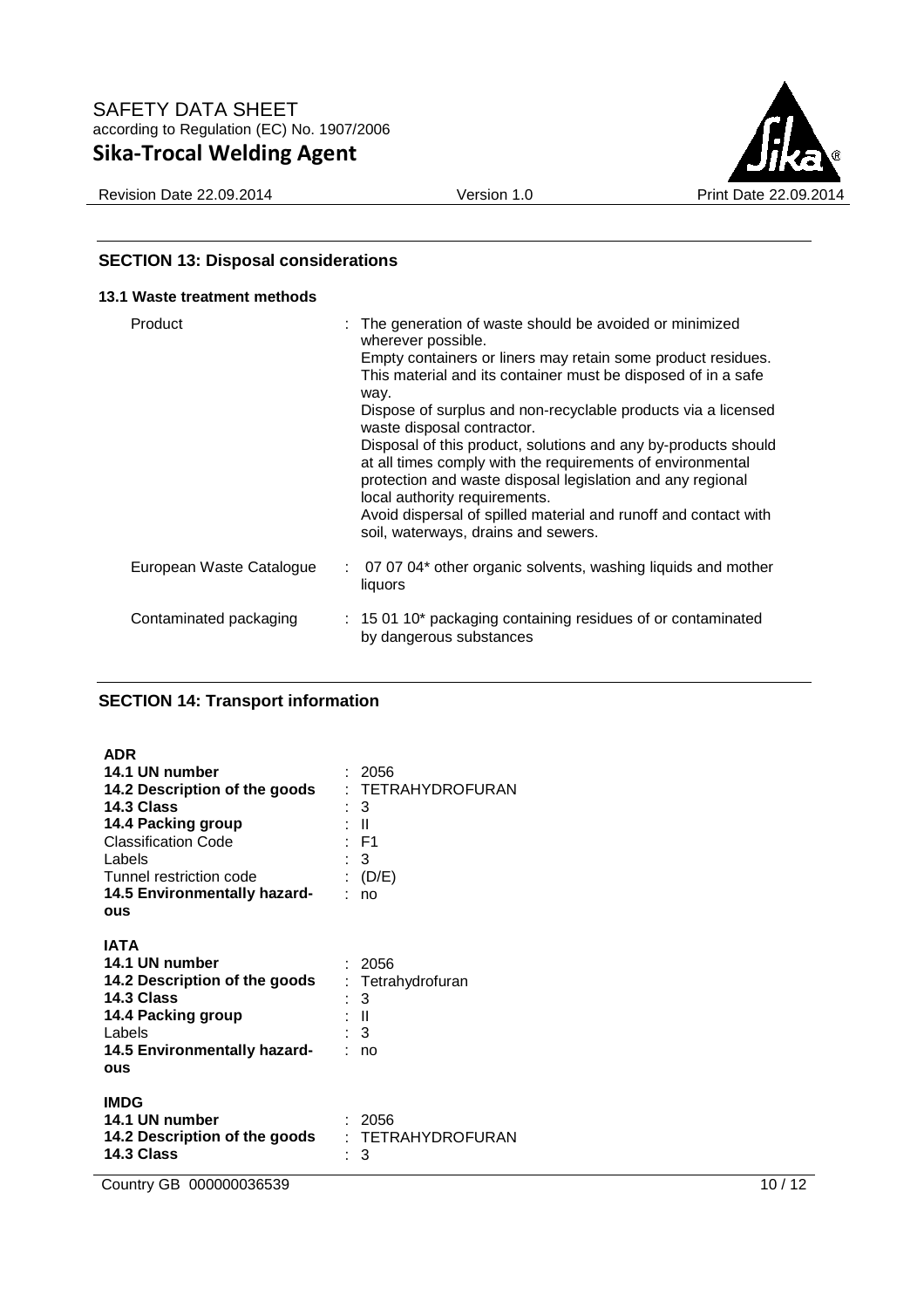## SECTION 13: Disposal considerations

### 13.1 Waste treatment methods

| | |
|---|---|
| Product | : The generation of waste should be avoided or minimized wherever possible.<br>Empty containers or liners may retain some product residues.<br>This material and its container must be disposed of in a safe way.<br>Dispose of surplus and non-recyclable products via a licensed waste disposal contractor.<br>Disposal of this product, solutions and any by-products should at all times comply with the requirements of environmental protection and waste disposal legislation and any regional local authority requirements.<br>Avoid dispersal of spilled material and runoff and contact with soil, waterways, drains and sewers. |
| European Waste Catalogue | : 07 07 04* other organic solvents, washing liquids and mother liquors |
| Contaminated packaging | : 15 01 10* packaging containing residues of or contaminated by dangerous substances |

## SECTION 14: Transport information

**ADR**

| | |
|---|---|
| **14.1 UN number** | : 2056 |
| **14.2 Description of the goods** | : TETRAHYDROFURAN |
| **14.3 Class** | : 3 |
| **14.4 Packing group** | : II |
| Classification Code | : F1 |
| Labels | : 3 |
| Tunnel restriction code | : (D/E) |
| **14.5 Environmentally hazardous** | : no |

**IATA**

| | |
|---|---|
| **14.1 UN number** | : 2056 |
| **14.2 Description of the goods** | : Tetrahydrofuran |
| **14.3 Class** | : 3 |
| **14.4 Packing group** | : II |
| Labels | : 3 |
| **14.5 Environmentally hazardous** | : no |

**IMDG**

| | |
|---|---|
| **14.1 UN number** | : 2056 |
| **14.2 Description of the goods** | : TETRAHYDROFURAN |
| **14.3 Class** | : 3 |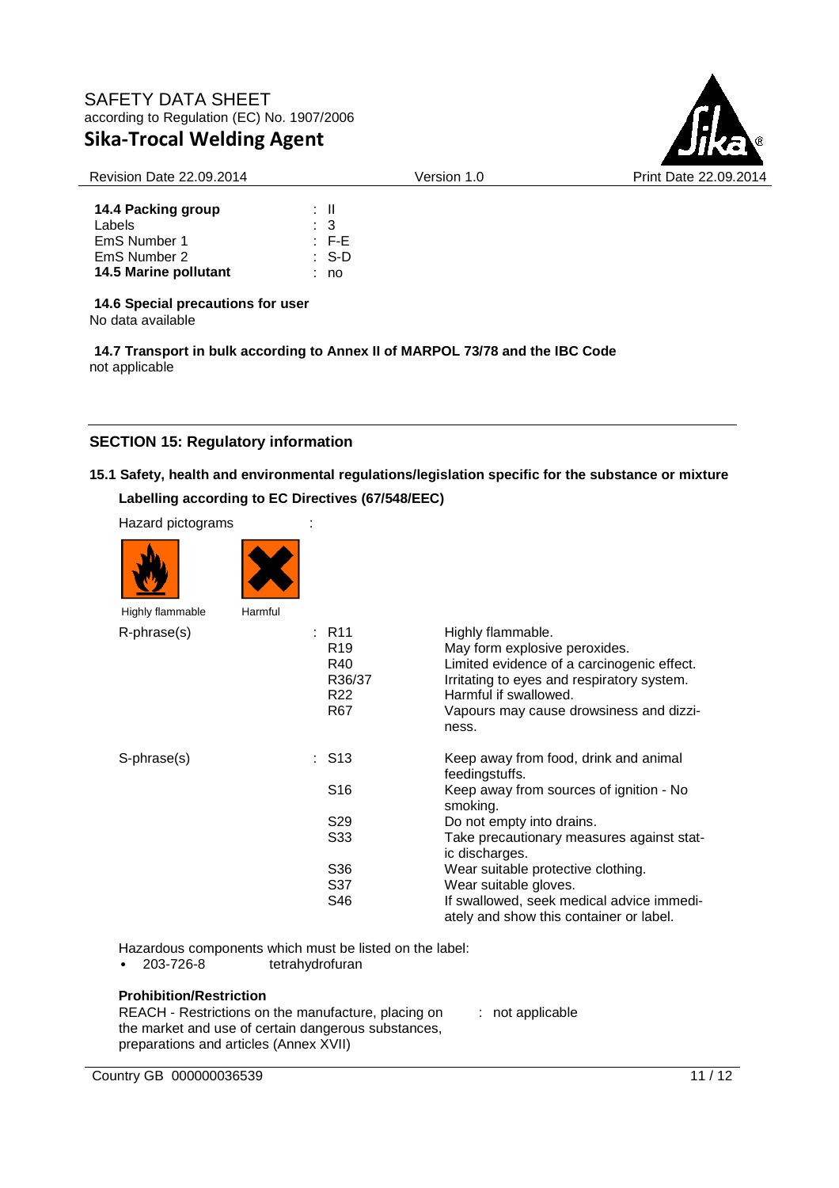| | | |
|---|---|---|
| **14.4 Packing group** | : | II |
| Labels | : | 3 |
| EmS Number 1 | : | F-E |
| EmS Number 2 | : | S-D |
| **14.5 Marine pollutant** | : | no |

**14.6 Special precautions for user**

No data available

**14.7 Transport in bulk according to Annex II of MARPOL 73/78 and the IBC Code**

not applicable

## SECTION 15: Regulatory information

### 15.1 Safety, health and environmental regulations/legislation specific for the substance or mixture

**Labelling according to EC Directives (67/548/EEC)**

Hazard pictograms :

Highly flammable

Harmful

| | | | |
|---|---|---|---|
| R-phrase(s) | : | R11 | Highly flammable. |
| | | R19 | May form explosive peroxides. |
| | | R40 | Limited evidence of a carcinogenic effect. |
| | | R36/37 | Irritating to eyes and respiratory system. |
| | | R22 | Harmful if swallowed. |
| | | R67 | Vapours may cause drowsiness and dizziness. |
| S-phrase(s) | : | S13 | Keep away from food, drink and animal feedingstuffs. |
| | | S16 | Keep away from sources of ignition - No smoking. |
| | | S29 | Do not empty into drains. |
| | | S33 | Take precautionary measures against static discharges. |
| | | S36 | Wear suitable protective clothing. |
| | | S37 | Wear suitable gloves. |
| | | S46 | If swallowed, seek medical advice immediately and show this container or label. |

Hazardous components which must be listed on the label:

- 203-726-8 tetrahydrofuran

**Prohibition/Restriction**

REACH - Restrictions on the manufacture, placing on the market and use of certain dangerous substances, preparations and articles (Annex XVII) : not applicable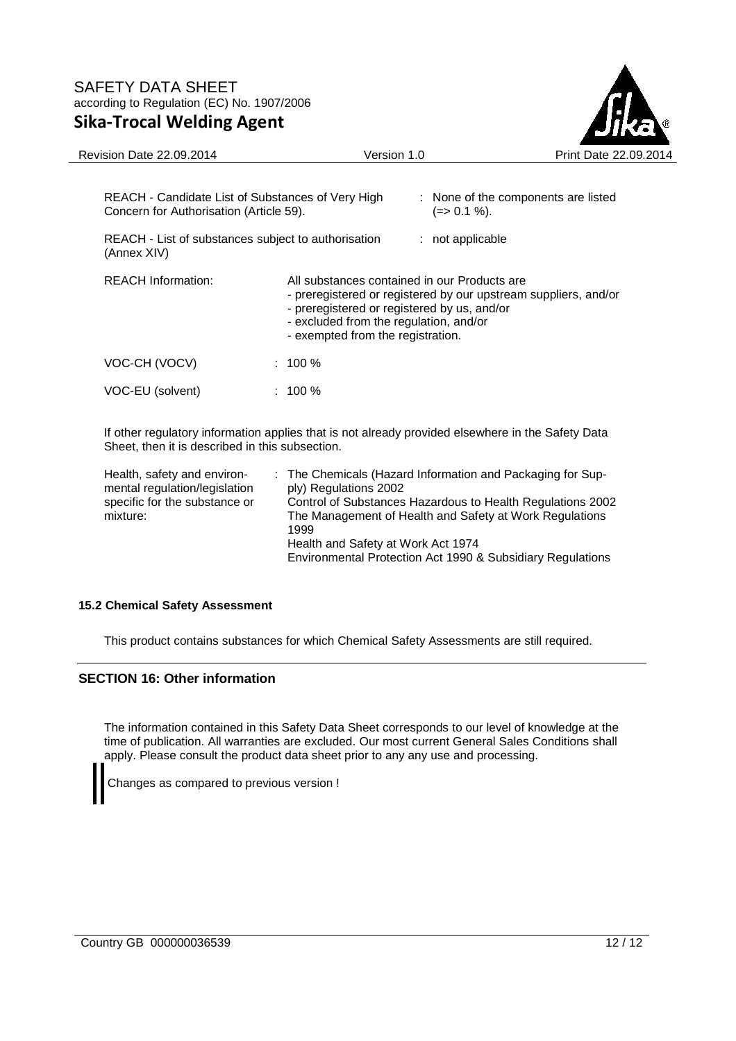REACH - Candidate List of Substances of Very High Concern for Authorisation (Article 59). : None of the components are listed (=> 0.1 %).

REACH - List of substances subject to authorisation (Annex XIV) : not applicable

REACH Information: All substances contained in our Products are
- preregistered or registered by our upstream suppliers, and/or
- preregistered or registered by us, and/or
- excluded from the regulation, and/or
- exempted from the registration.

VOC-CH (VOCV) : 100 %

VOC-EU (solvent) : 100 %

If other regulatory information applies that is not already provided elsewhere in the Safety Data Sheet, then it is described in this subsection.

Health, safety and environmental regulation/legislation specific for the substance or mixture: : The Chemicals (Hazard Information and Packaging for Supply) Regulations 2002
Control of Substances Hazardous to Health Regulations 2002
The Management of Health and Safety at Work Regulations 1999
Health and Safety at Work Act 1974
Environmental Protection Act 1990 & Subsidiary Regulations

**15.2 Chemical Safety Assessment**

This product contains substances for which Chemical Safety Assessments are still required.

## SECTION 16: Other information

The information contained in this Safety Data Sheet corresponds to our level of knowledge at the time of publication. All warranties are excluded. Our most current General Sales Conditions shall apply. Please consult the product data sheet prior to any any use and processing.

Changes as compared to previous version !